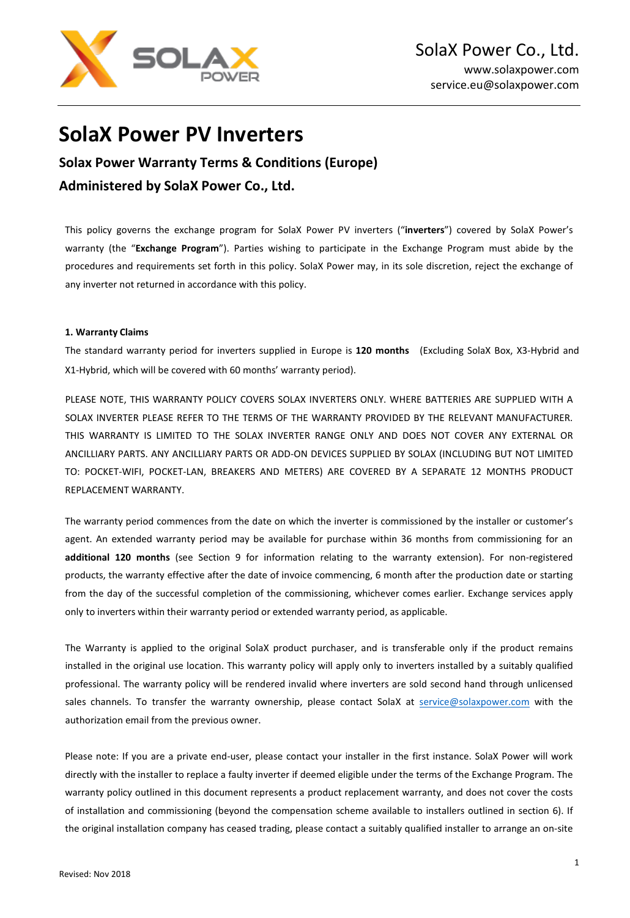# SolaX Power PV Inverters

## Solax Power Warranty Terms & Conditions (Europe)

## Administered by SolaX Power Co., Ltd.

This policy governs the exchange program for SolaX Power PV inverters ("**inverters**") covered by SolaX Power's warranty (the "**Exchange Program**"). Parties wishing to participate in the Exchange Program must abide by the procedures and requirements set forth in this policy. SolaX Power may, in its sole discretion, reject the exchange of any inverter not returned in accordance with this policy.

**1. Warranty Claims**

The standard warranty period for inverters supplied in Europe is **120 months** (Excluding SolaX Box, X3-Hybrid and X1-Hybrid, which will be covered with 60 months' warranty period).

PLEASE NOTE, THIS WARRANTY POLICY COVERS SOLAX INVERTERS ONLY. WHERE BATTERIES ARE SUPPLIED WITH A SOLAX INVERTER PLEASE REFER TO THE TERMS OF THE WARRANTY PROVIDED BY THE RELEVANT MANUFACTURER. THIS WARRANTY IS LIMITED TO THE SOLAX INVERTER RANGE ONLY AND DOES NOT COVER ANY EXTERNAL OR ANCILLIARY PARTS. ANY ANCILLIARY PARTS OR ADD-ON DEVICES SUPPLIED BY SOLAX (INCLUDING BUT NOT LIMITED TO: POCKET-WIFI, POCKET-LAN, BREAKERS AND METERS) ARE COVERED BY A SEPARATE 12 MONTHS PRODUCT REPLACEMENT WARRANTY.

The warranty period commences from the date on which the inverter is commissioned by the installer or customer's agent. An extended warranty period may be available for purchase within 36 months from commissioning for an **additional 120 months** (see Section 9 for information relating to the warranty extension). For non-registered products, the warranty effective after the date of invoice commencing, 6 month after the production date or starting from the day of the successful completion of the commissioning, whichever comes earlier. Exchange services apply only to inverters within their warranty period or extended warranty period, as applicable.

The Warranty is applied to the original SolaX product purchaser, and is transferable only if the product remains installed in the original use location. This warranty policy will apply only to inverters installed by a suitably qualified professional. The warranty policy will be rendered invalid where inverters are sold second hand through unlicensed sales channels. To transfer the warranty ownership, please contact SolaX at service@solaxpower.com with the authorization email from the previous owner.

Please note: If you are a private end-user, please contact your installer in the first instance. SolaX Power will work directly with the installer to replace a faulty inverter if deemed eligible under the terms of the Exchange Program. The warranty policy outlined in this document represents a product replacement warranty, and does not cover the costs of installation and commissioning (beyond the compensation scheme available to installers outlined in section 6). If the original installation company has ceased trading, please contact a suitably qualified installer to arrange an on-site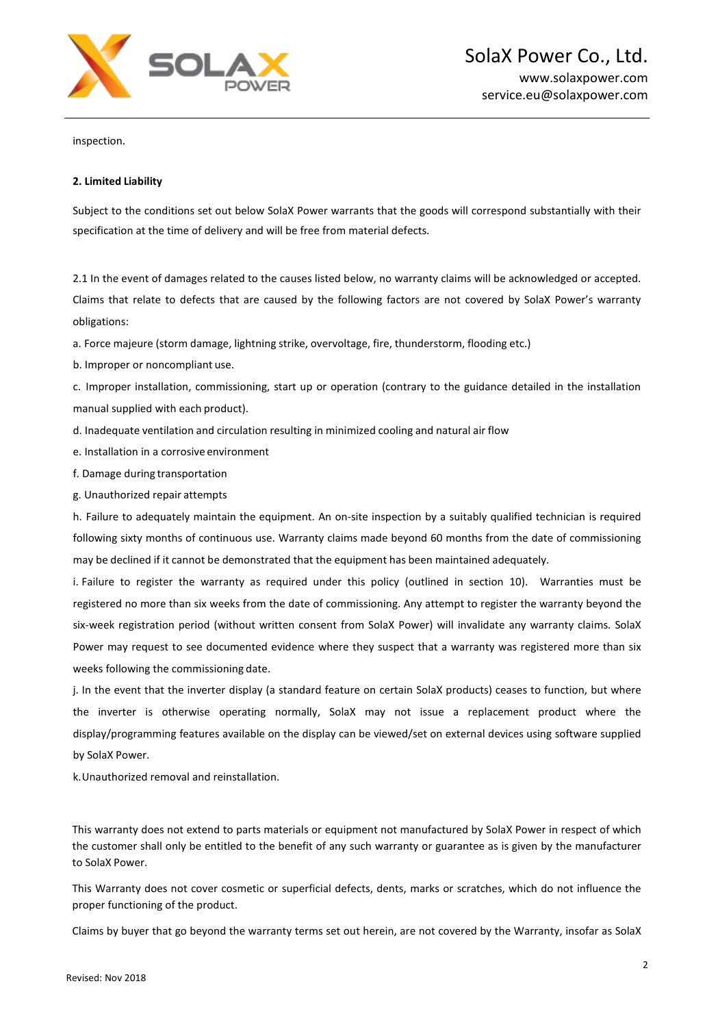inspection.

**2. Limited Liability**

Subject to the conditions set out below SolaX Power warrants that the goods will correspond substantially with their specification at the time of delivery and will be free from material defects.

2.1 In the event of damages related to the causes listed below, no warranty claims will be acknowledged or accepted. Claims that relate to defects that are caused by the following factors are not covered by SolaX Power's warranty obligations:

a. Force majeure (storm damage, lightning strike, overvoltage, fire, thunderstorm, flooding etc.)

b. Improper or noncompliant use.

c. Improper installation, commissioning, start up or operation (contrary to the guidance detailed in the installation manual supplied with each product).

d. Inadequate ventilation and circulation resulting in minimized cooling and natural air flow

e. Installation in a corrosive environment

f. Damage during transportation

g. Unauthorized repair attempts

h. Failure to adequately maintain the equipment. An on-site inspection by a suitably qualified technician is required following sixty months of continuous use. Warranty claims made beyond 60 months from the date of commissioning may be declined if it cannot be demonstrated that the equipment has been maintained adequately.

i. Failure to register the warranty as required under this policy (outlined in section 10). Warranties must be registered no more than six weeks from the date of commissioning. Any attempt to register the warranty beyond the six-week registration period (without written consent from SolaX Power) will invalidate any warranty claims. SolaX Power may request to see documented evidence where they suspect that a warranty was registered more than six weeks following the commissioning date.

j. In the event that the inverter display (a standard feature on certain SolaX products) ceases to function, but where the inverter is otherwise operating normally, SolaX may not issue a replacement product where the display/programming features available on the display can be viewed/set on external devices using software supplied by SolaX Power.

k. Unauthorized removal and reinstallation.

This warranty does not extend to parts materials or equipment not manufactured by SolaX Power in respect of which the customer shall only be entitled to the benefit of any such warranty or guarantee as is given by the manufacturer to SolaX Power.

This Warranty does not cover cosmetic or superficial defects, dents, marks or scratches, which do not influence the proper functioning of the product.

Claims by buyer that go beyond the warranty terms set out herein, are not covered by the Warranty, insofar as SolaX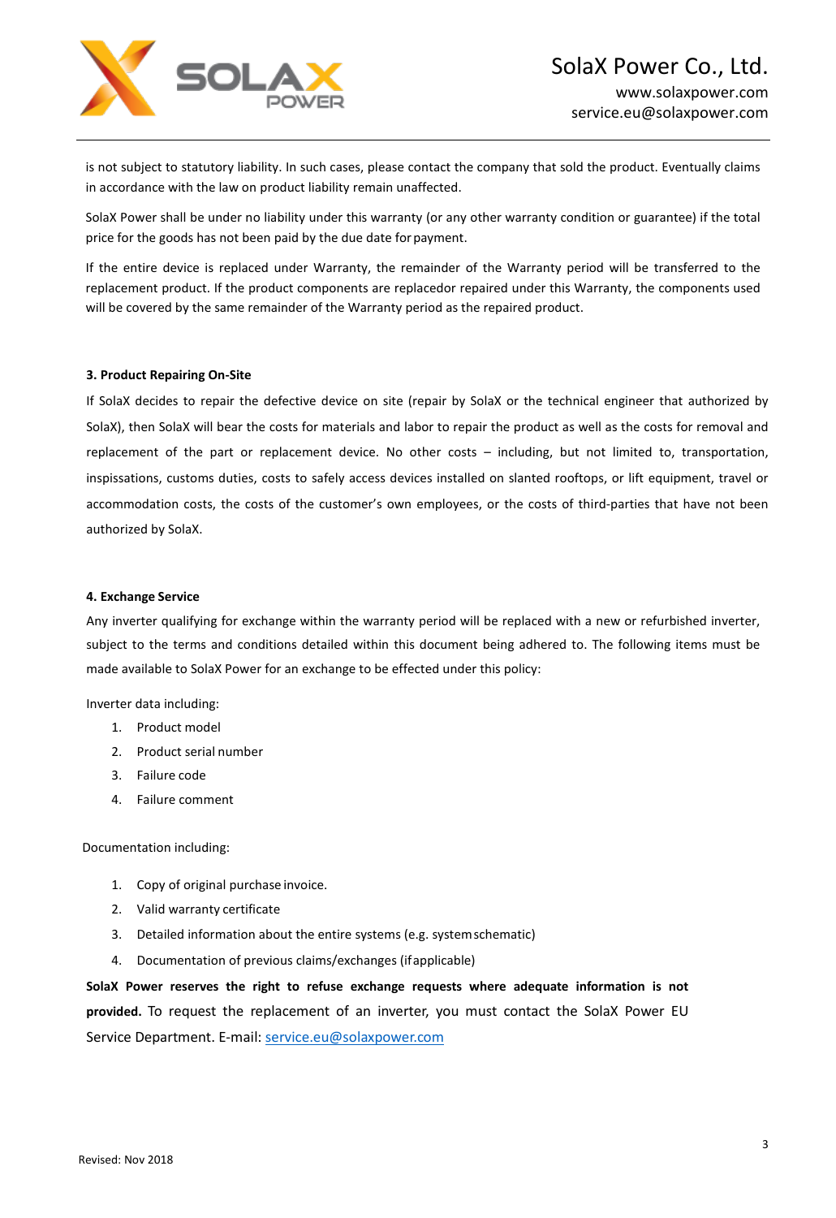is not subject to statutory liability. In such cases, please contact the company that sold the product. Eventually claims in accordance with the law on product liability remain unaffected.

SolaX Power shall be under no liability under this warranty (or any other warranty condition or guarantee) if the total price for the goods has not been paid by the due date for payment.

If the entire device is replaced under Warranty, the remainder of the Warranty period will be transferred to the replacement product. If the product components are replacedor repaired under this Warranty, the components used will be covered by the same remainder of the Warranty period as the repaired product.

#### 3. Product Repairing On-Site

If SolaX decides to repair the defective device on site (repair by SolaX or the technical engineer that authorized by SolaX), then SolaX will bear the costs for materials and labor to repair the product as well as the costs for removal and replacement of the part or replacement device. No other costs – including, but not limited to, transportation, inspissations, customs duties, costs to safely access devices installed on slanted rooftops, or lift equipment, travel or accommodation costs, the costs of the customer's own employees, or the costs of third-parties that have not been authorized by SolaX.

#### 4. Exchange Service

Any inverter qualifying for exchange within the warranty period will be replaced with a new or refurbished inverter, subject to the terms and conditions detailed within this document being adhered to. The following items must be made available to SolaX Power for an exchange to be effected under this policy:

Inverter data including:

1. Product model
2. Product serial number
3. Failure code
4. Failure comment

Documentation including:

1. Copy of original purchase invoice.
2. Valid warranty certificate
3. Detailed information about the entire systems (e.g. system schematic)
4. Documentation of previous claims/exchanges (if applicable)

**SolaX Power reserves the right to refuse exchange requests where adequate information is not provided.** To request the replacement of an inverter, you must contact the SolaX Power EU Service Department. E-mail: service.eu@solaxpower.com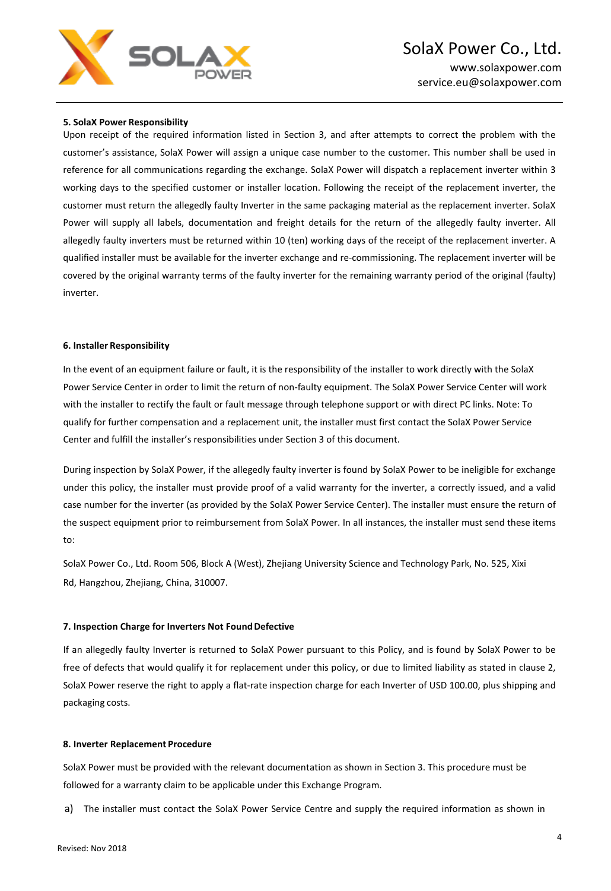**5. SolaX Power Responsibility**

Upon receipt of the required information listed in Section 3, and after attempts to correct the problem with the customer's assistance, SolaX Power will assign a unique case number to the customer. This number shall be used in reference for all communications regarding the exchange. SolaX Power will dispatch a replacement inverter within 3 working days to the specified customer or installer location. Following the receipt of the replacement inverter, the customer must return the allegedly faulty Inverter in the same packaging material as the replacement inverter. SolaX Power will supply all labels, documentation and freight details for the return of the allegedly faulty inverter. All allegedly faulty inverters must be returned within 10 (ten) working days of the receipt of the replacement inverter. A qualified installer must be available for the inverter exchange and re-commissioning. The replacement inverter will be covered by the original warranty terms of the faulty inverter for the remaining warranty period of the original (faulty) inverter.

**6. Installer Responsibility**

In the event of an equipment failure or fault, it is the responsibility of the installer to work directly with the SolaX Power Service Center in order to limit the return of non-faulty equipment. The SolaX Power Service Center will work with the installer to rectify the fault or fault message through telephone support or with direct PC links. Note: To qualify for further compensation and a replacement unit, the installer must first contact the SolaX Power Service Center and fulfill the installer's responsibilities under Section 3 of this document.

During inspection by SolaX Power, if the allegedly faulty inverter is found by SolaX Power to be ineligible for exchange under this policy, the installer must provide proof of a valid warranty for the inverter, a correctly issued, and a valid case number for the inverter (as provided by the SolaX Power Service Center). The installer must ensure the return of the suspect equipment prior to reimbursement from SolaX Power. In all instances, the installer must send these items to:

SolaX Power Co., Ltd. Room 506, Block A (West), Zhejiang University Science and Technology Park, No. 525, Xixi Rd, Hangzhou, Zhejiang, China, 310007.

**7. Inspection Charge for Inverters Not Found Defective**

If an allegedly faulty Inverter is returned to SolaX Power pursuant to this Policy, and is found by SolaX Power to be free of defects that would qualify it for replacement under this policy, or due to limited liability as stated in clause 2, SolaX Power reserve the right to apply a flat-rate inspection charge for each Inverter of USD 100.00, plus shipping and packaging costs.

**8. Inverter Replacement Procedure**

SolaX Power must be provided with the relevant documentation as shown in Section 3. This procedure must be followed for a warranty claim to be applicable under this Exchange Program.

a) The installer must contact the SolaX Power Service Centre and supply the required information as shown in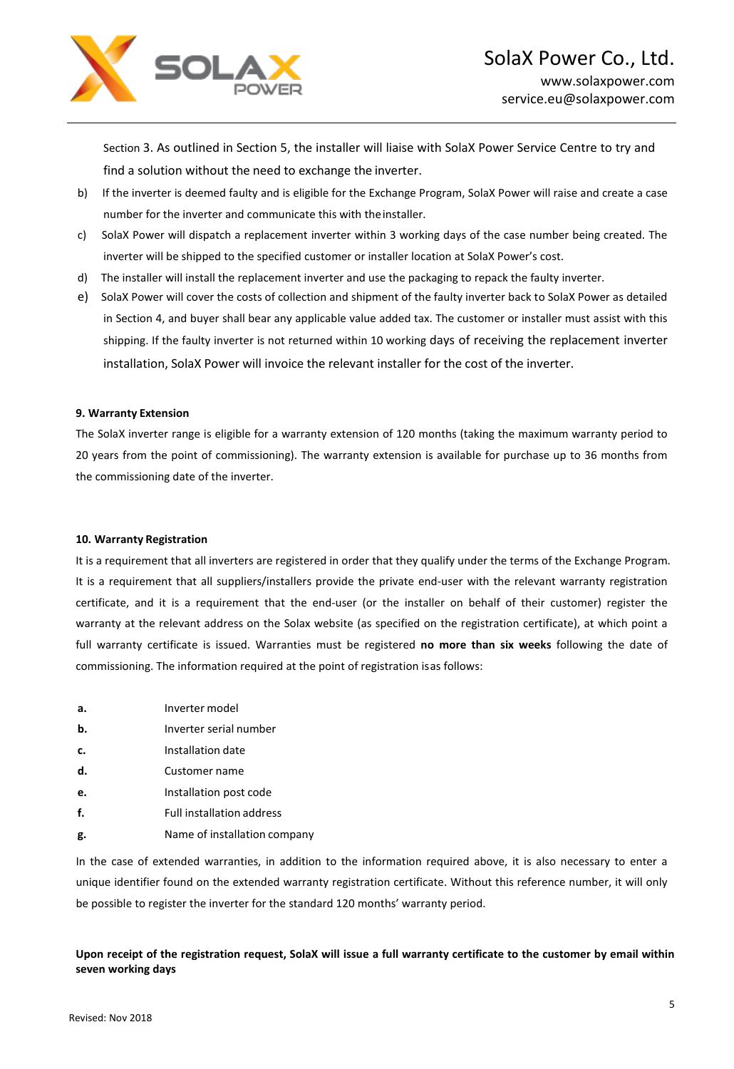Section 3. As outlined in Section 5, the installer will liaise with SolaX Power Service Centre to try and find a solution without the need to exchange the inverter.

b) If the inverter is deemed faulty and is eligible for the Exchange Program, SolaX Power will raise and create a case number for the inverter and communicate this with the installer.

c) SolaX Power will dispatch a replacement inverter within 3 working days of the case number being created. The inverter will be shipped to the specified customer or installer location at SolaX Power's cost.

d) The installer will install the replacement inverter and use the packaging to repack the faulty inverter.

e) SolaX Power will cover the costs of collection and shipment of the faulty inverter back to SolaX Power as detailed in Section 4, and buyer shall bear any applicable value added tax. The customer or installer must assist with this shipping. If the faulty inverter is not returned within 10 working days of receiving the replacement inverter installation, SolaX Power will invoice the relevant installer for the cost of the inverter.

**9. Warranty Extension**

The SolaX inverter range is eligible for a warranty extension of 120 months (taking the maximum warranty period to 20 years from the point of commissioning). The warranty extension is available for purchase up to 36 months from the commissioning date of the inverter.

**10. Warranty Registration**

It is a requirement that all inverters are registered in order that they qualify under the terms of the Exchange Program. It is a requirement that all suppliers/installers provide the private end-user with the relevant warranty registration certificate, and it is a requirement that the end-user (or the installer on behalf of their customer) register the warranty at the relevant address on the Solax website (as specified on the registration certificate), at which point a full warranty certificate is issued. Warranties must be registered **no more than six weeks** following the date of commissioning. The information required at the point of registration is as follows:

**a.** Inverter model

**b.** Inverter serial number

**c.** Installation date

**d.** Customer name

**e.** Installation post code

**f.** Full installation address

**g.** Name of installation company

In the case of extended warranties, in addition to the information required above, it is also necessary to enter a unique identifier found on the extended warranty registration certificate. Without this reference number, it will only be possible to register the inverter for the standard 120 months' warranty period.

**Upon receipt of the registration request, SolaX will issue a full warranty certificate to the customer by email within seven working days**